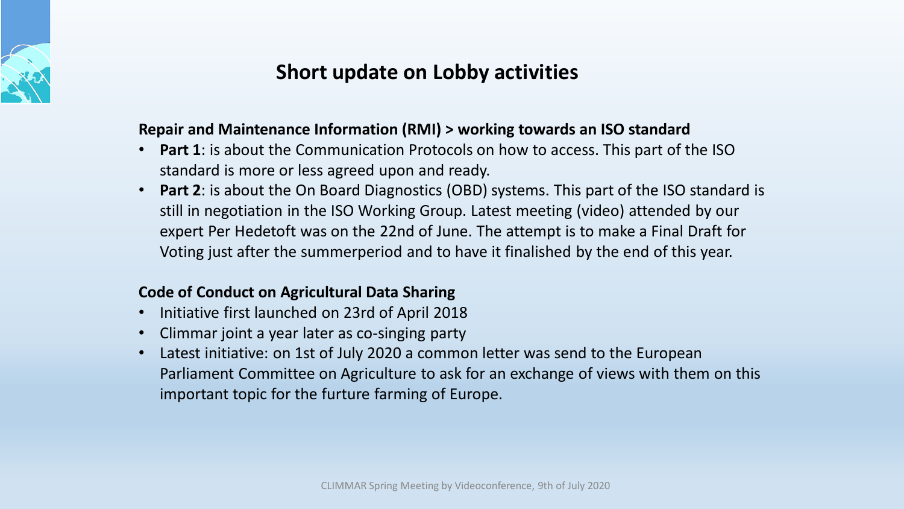# Short update on Lobby activities

**Repair and Maintenance Information (RMI) > working towards an ISO standard**

- **Part 1**: is about the Communication Protocols on how to access. This part of the ISO standard is more or less agreed upon and ready.
- **Part 2**: is about the On Board Diagnostics (OBD) systems. This part of the ISO standard is still in negotiation in the ISO Working Group. Latest meeting (video) attended by our expert Per Hedetoft was on the 22nd of June. The attempt is to make a Final Draft for Voting just after the summerperiod and to have it finalised by the end of this year.

**Code of Conduct on Agricultural Data Sharing**

- Initiative first launched on 23rd of April 2018
- Climmar joint a year later as co-singing party
- Latest initiative: on 1st of July 2020 a common letter was send to the European Parliament Committee on Agriculture to ask for an exchange of views with them on this important topic for the furture farming of Europe.

CLIMMAR Spring Meeting by Videoconference, 9th of July 2020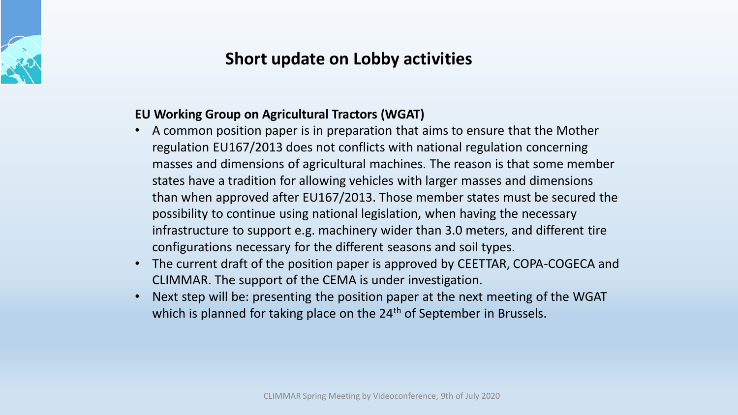## Short update on Lobby activities

**EU Working Group on Agricultural Tractors (WGAT)**

- A common position paper is in preparation that aims to ensure that the Mother regulation EU167/2013 does not conflicts with national regulation concerning masses and dimensions of agricultural machines. The reason is that some member states have a tradition for allowing vehicles with larger masses and dimensions than when approved after EU167/2013. Those member states must be secured the possibility to continue using national legislation, when having the necessary infrastructure to support e.g. machinery wider than 3.0 meters, and different tire configurations necessary for the different seasons and soil types.
- The current draft of the position paper is approved by CEETTAR, COPA-COGECA and CLIMMAR. The support of the CEMA is under investigation.
- Next step will be: presenting the position paper at the next meeting of the WGAT which is planned for taking place on the 24th of September in Brussels.